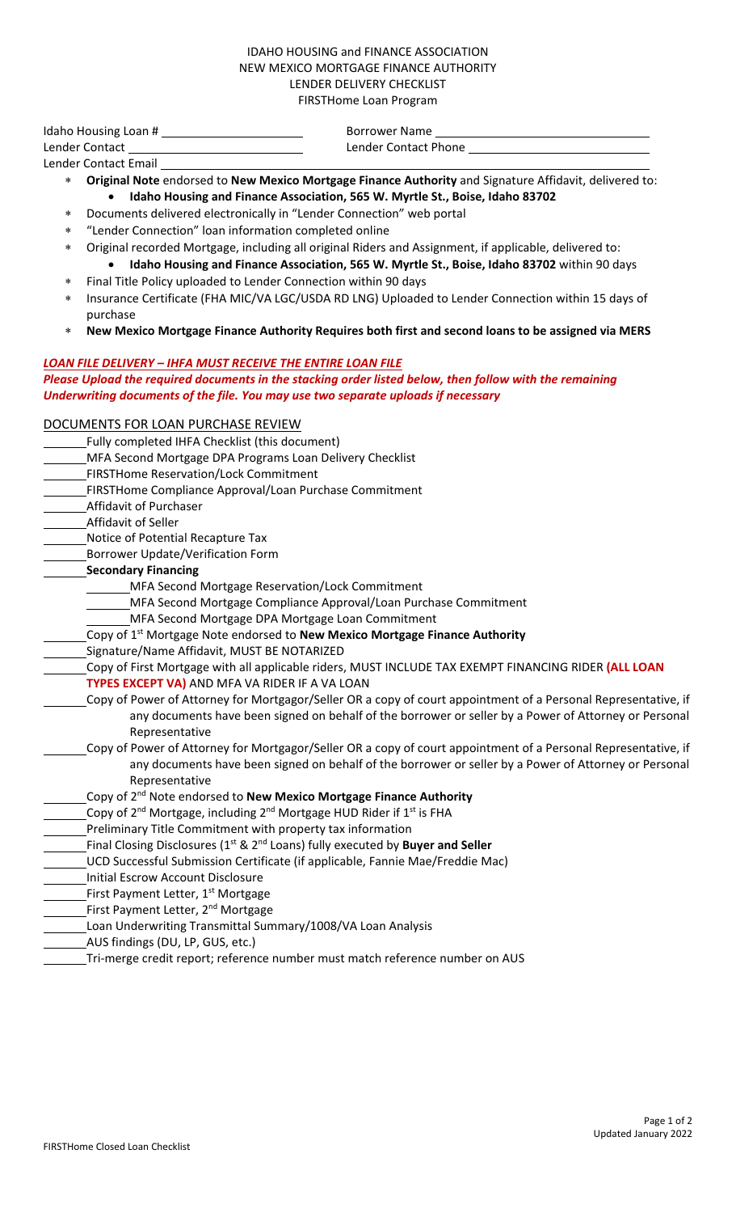IDAHO HOUSING and FINANCE ASSOCIATION
NEW MEXICO MORTGAGE FINANCE AUTHORITY
LENDER DELIVERY CHECKLIST
FIRSTHome Loan Program

Idaho Housing Loan # ______________________ Borrower Name ________________________________

Lender Contact ___________________________ Lender Contact Phone ___________________________

Lender Contact Email ________________________________________________________________

- **Original Note** endorsed to **New Mexico Mortgage Finance Authority** and Signature Affidavit, delivered to:
  - **Idaho Housing and Finance Association, 565 W. Myrtle St., Boise, Idaho 83702**
- Documents delivered electronically in "Lender Connection" web portal
- "Lender Connection" loan information completed online
- Original recorded Mortgage, including all original Riders and Assignment, if applicable, delivered to:
  - **Idaho Housing and Finance Association, 565 W. Myrtle St., Boise, Idaho 83702** within 90 days
- Final Title Policy uploaded to Lender Connection within 90 days
- Insurance Certificate (FHA MIC/VA LGC/USDA RD LNG) Uploaded to Lender Connection within 15 days of purchase
- **New Mexico Mortgage Finance Authority Requires both first and second loans to be assigned via MERS**

***LOAN FILE DELIVERY – IHFA MUST RECEIVE THE ENTIRE LOAN FILE***

***Please Upload the required documents in the stacking order listed below, then follow with the remaining Underwriting documents of the file. You may use two separate uploads if necessary***

DOCUMENTS FOR LOAN PURCHASE REVIEW

______ Fully completed IHFA Checklist (this document)

______ MFA Second Mortgage DPA Programs Loan Delivery Checklist

______ FIRSTHome Reservation/Lock Commitment

______ FIRSTHome Compliance Approval/Loan Purchase Commitment

______ Affidavit of Purchaser

______ Affidavit of Seller

______ Notice of Potential Recapture Tax

______ Borrower Update/Verification Form

______ **Secondary Financing**

- ______ MFA Second Mortgage Reservation/Lock Commitment
- ______ MFA Second Mortgage Compliance Approval/Loan Purchase Commitment
- ______ MFA Second Mortgage DPA Mortgage Loan Commitment

______ Copy of 1st Mortgage Note endorsed to **New Mexico Mortgage Finance Authority**

______ Signature/Name Affidavit, MUST BE NOTARIZED

______ Copy of First Mortgage with all applicable riders, MUST INCLUDE TAX EXEMPT FINANCING RIDER **(ALL LOAN TYPES EXCEPT VA)** AND MFA VA RIDER IF A VA LOAN

______ Copy of Power of Attorney for Mortgagor/Seller OR a copy of court appointment of a Personal Representative, if any documents have been signed on behalf of the borrower or seller by a Power of Attorney or Personal Representative

______ Copy of Power of Attorney for Mortgagor/Seller OR a copy of court appointment of a Personal Representative, if any documents have been signed on behalf of the borrower or seller by a Power of Attorney or Personal Representative

______ Copy of 2nd Note endorsed to **New Mexico Mortgage Finance Authority**

______ Copy of 2nd Mortgage, including 2nd Mortgage HUD Rider if 1st is FHA

______ Preliminary Title Commitment with property tax information

______ Final Closing Disclosures (1st & 2nd Loans) fully executed by **Buyer and Seller**

______ UCD Successful Submission Certificate (if applicable, Fannie Mae/Freddie Mac)

______ Initial Escrow Account Disclosure

______ First Payment Letter, 1st Mortgage

______ First Payment Letter, 2nd Mortgage

______ Loan Underwriting Transmittal Summary/1008/VA Loan Analysis

______ AUS findings (DU, LP, GUS, etc.)

______ Tri-merge credit report; reference number must match reference number on AUS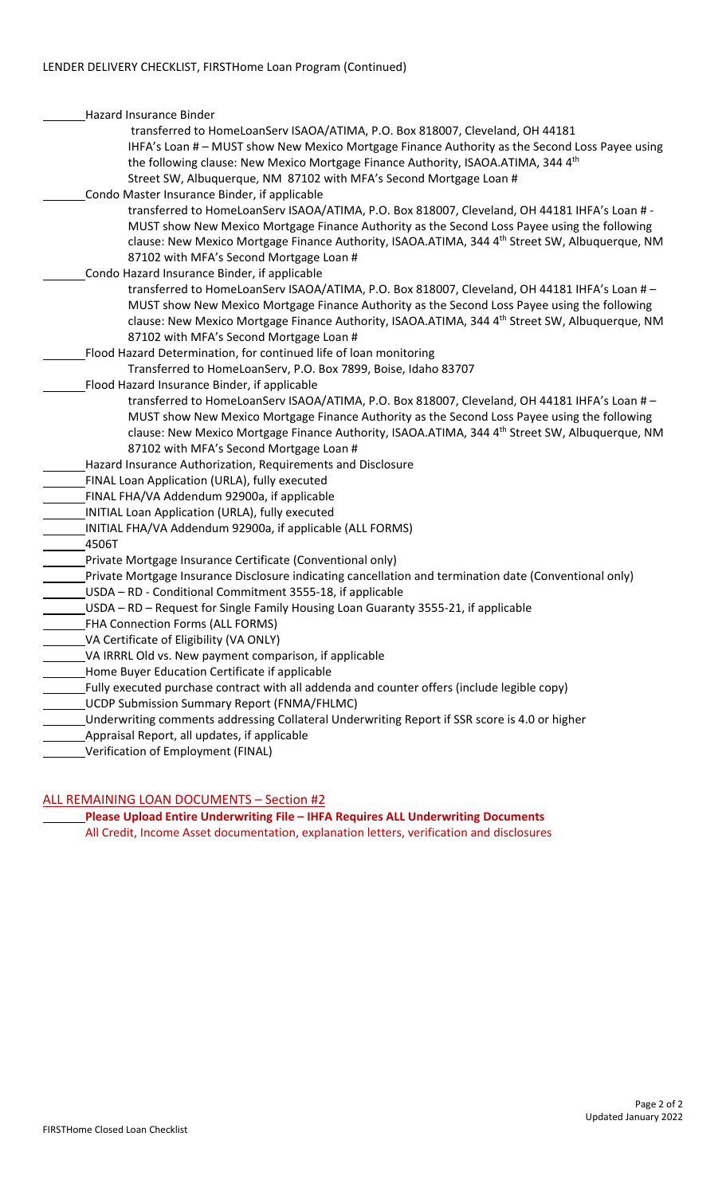LENDER DELIVERY CHECKLIST, FIRSTHome Loan Program (Continued)

______ Hazard Insurance Binder
transferred to HomeLoanServ ISAOA/ATIMA, P.O. Box 818007, Cleveland, OH 44181
IHFA's Loan # – MUST show New Mexico Mortgage Finance Authority as the Second Loss Payee using the following clause: New Mexico Mortgage Finance Authority, ISAOA.ATIMA, 344 4th Street SW, Albuquerque, NM 87102 with MFA's Second Mortgage Loan #

______ Condo Master Insurance Binder, if applicable
transferred to HomeLoanServ ISAOA/ATIMA, P.O. Box 818007, Cleveland, OH 44181 IHFA's Loan # - MUST show New Mexico Mortgage Finance Authority as the Second Loss Payee using the following clause: New Mexico Mortgage Finance Authority, ISAOA.ATIMA, 344 4th Street SW, Albuquerque, NM 87102 with MFA's Second Mortgage Loan #

______ Condo Hazard Insurance Binder, if applicable
transferred to HomeLoanServ ISAOA/ATIMA, P.O. Box 818007, Cleveland, OH 44181 IHFA's Loan # – MUST show New Mexico Mortgage Finance Authority as the Second Loss Payee using the following clause: New Mexico Mortgage Finance Authority, ISAOA.ATIMA, 344 4th Street SW, Albuquerque, NM 87102 with MFA's Second Mortgage Loan #

______ Flood Hazard Determination, for continued life of loan monitoring
Transferred to HomeLoanServ, P.O. Box 7899, Boise, Idaho 83707

______ Flood Hazard Insurance Binder, if applicable
transferred to HomeLoanServ ISAOA/ATIMA, P.O. Box 818007, Cleveland, OH 44181 IHFA's Loan # – MUST show New Mexico Mortgage Finance Authority as the Second Loss Payee using the following clause: New Mexico Mortgage Finance Authority, ISAOA.ATIMA, 344 4th Street SW, Albuquerque, NM 87102 with MFA's Second Mortgage Loan #

______ Hazard Insurance Authorization, Requirements and Disclosure
______ FINAL Loan Application (URLA), fully executed
______ FINAL FHA/VA Addendum 92900a, if applicable
______ INITIAL Loan Application (URLA), fully executed
______ INITIAL FHA/VA Addendum 92900a, if applicable (ALL FORMS)
______ 4506T
______ Private Mortgage Insurance Certificate (Conventional only)
______ Private Mortgage Insurance Disclosure indicating cancellation and termination date (Conventional only)
______ USDA – RD - Conditional Commitment 3555-18, if applicable
______ USDA – RD – Request for Single Family Housing Loan Guaranty 3555-21, if applicable
______ FHA Connection Forms (ALL FORMS)
______ VA Certificate of Eligibility (VA ONLY)
______ VA IRRRL Old vs. New payment comparison, if applicable
______ Home Buyer Education Certificate if applicable
______ Fully executed purchase contract with all addenda and counter offers (include legible copy)
______ UCDP Submission Summary Report (FNMA/FHLMC)
______ Underwriting comments addressing Collateral Underwriting Report if SSR score is 4.0 or higher
______ Appraisal Report, all updates, if applicable
______ Verification of Employment (FINAL)

## ALL REMAINING LOAN DOCUMENTS – Section #2

______ **Please Upload Entire Underwriting File – IHFA Requires ALL Underwriting Documents**
All Credit, Income Asset documentation, explanation letters, verification and disclosures

FIRSTHome Closed Loan Checklist

Updated January 2022